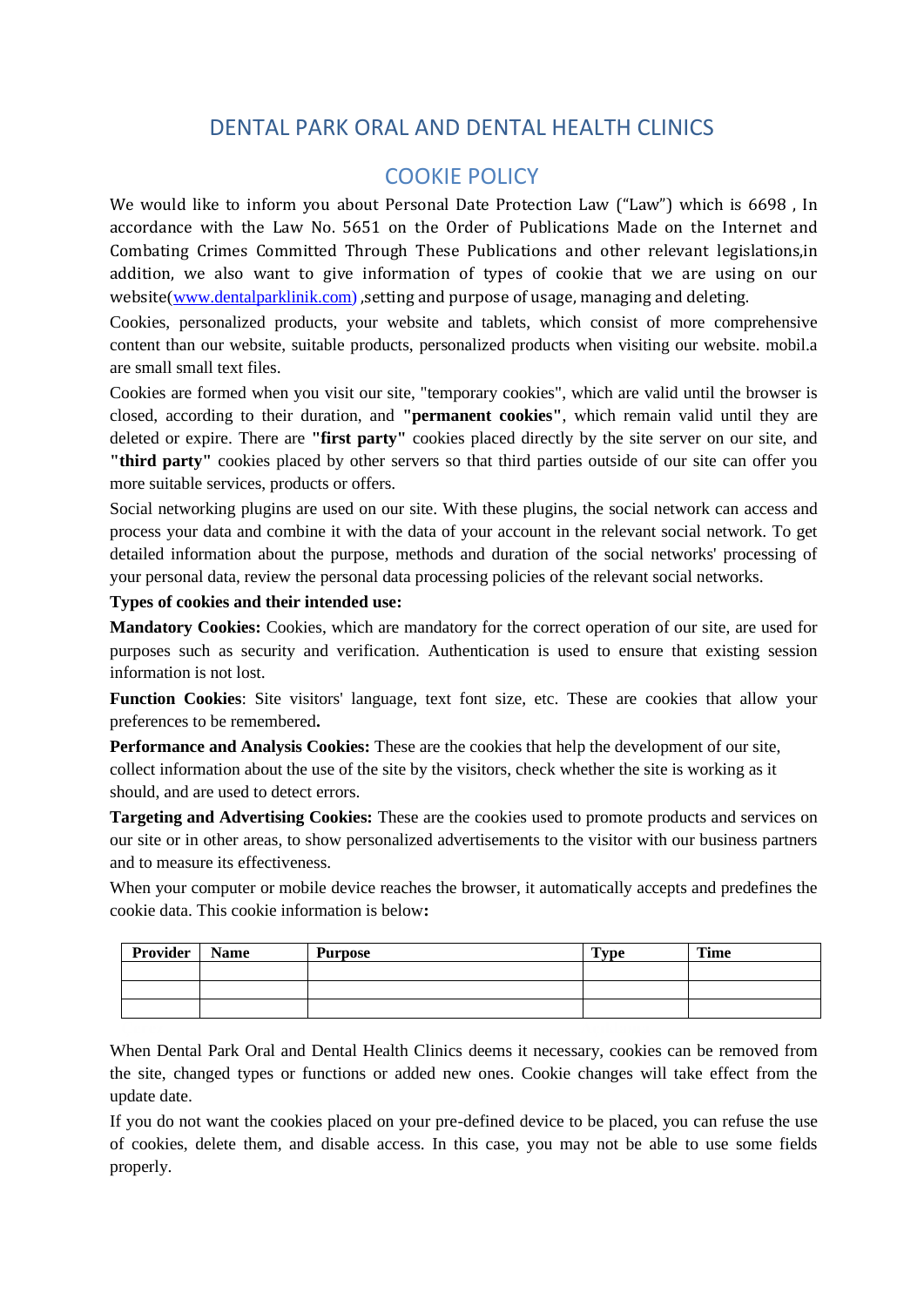# DENTAL PARK ORAL AND DENTAL HEALTH CLINICS

## COOKIE POLICY

We would like to inform you about Personal Date Protection Law ("Law") which is 6698 , In accordance with the Law No. 5651 on the Order of Publications Made on the Internet and Combating Crimes Committed Through These Publications and other relevant legislations,in addition, we also want to give information of types of cookie that we are using on our website(www.dentalparklinik.com) ,setting and purpose of usage, managing and deleting.

Cookies, personalized products, your website and tablets, which consist of more comprehensive content than our website, suitable products, personalized products when visiting our website. mobil.a are small small text files.

Cookies are formed when you visit our site, "temporary cookies", which are valid until the browser is closed, according to their duration, and **"permanent cookies"**, which remain valid until they are deleted or expire. There are **"first party"** cookies placed directly by the site server on our site, and **"third party"** cookies placed by other servers so that third parties outside of our site can offer you more suitable services, products or offers.

Social networking plugins are used on our site. With these plugins, the social network can access and process your data and combine it with the data of your account in the relevant social network. To get detailed information about the purpose, methods and duration of the social networks' processing of your personal data, review the personal data processing policies of the relevant social networks.

**Types of cookies and their intended use:**

**Mandatory Cookies:** Cookies, which are mandatory for the correct operation of our site, are used for purposes such as security and verification. Authentication is used to ensure that existing session information is not lost.

**Function Cookies**: Site visitors' language, text font size, etc. These are cookies that allow your preferences to be remembered**.**

**Performance and Analysis Cookies:** These are the cookies that help the development of our site, collect information about the use of the site by the visitors, check whether the site is working as it should, and are used to detect errors.

**Targeting and Advertising Cookies:** These are the cookies used to promote products and services on our site or in other areas, to show personalized advertisements to the visitor with our business partners and to measure its effectiveness.

When your computer or mobile device reaches the browser, it automatically accepts and predefines the cookie data. This cookie information is below**:**

| Provider | Name | Purpose | Type | Time |
|---|---|---|---|---|
| | | | | |
| | | | | |
| | | | | |

When Dental Park Oral and Dental Health Clinics deems it necessary, cookies can be removed from the site, changed types or functions or added new ones. Cookie changes will take effect from the update date.

If you do not want the cookies placed on your pre-defined device to be placed, you can refuse the use of cookies, delete them, and disable access. In this case, you may not be able to use some fields properly.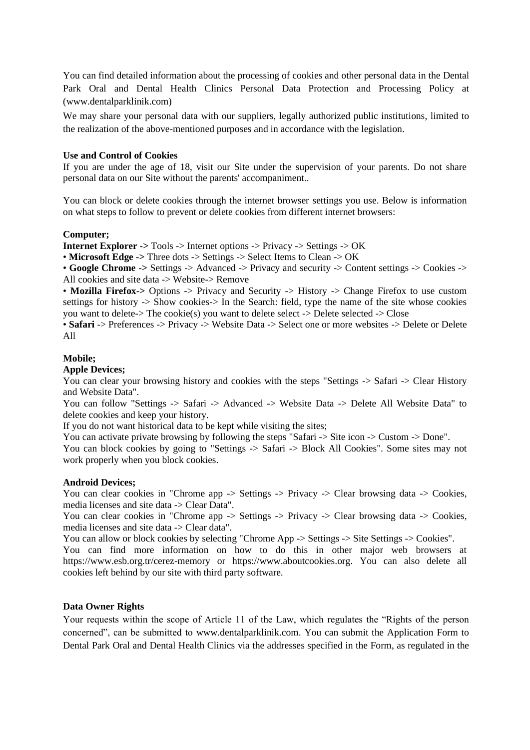You can find detailed information about the processing of cookies and other personal data in the Dental Park Oral and Dental Health Clinics Personal Data Protection and Processing Policy at (www.dentalparklinik.com)

We may share your personal data with our suppliers, legally authorized public institutions, limited to the realization of the above-mentioned purposes and in accordance with the legislation.

**Use and Control of Cookies**

If you are under the age of 18, visit our Site under the supervision of your parents. Do not share personal data on our Site without the parents' accompaniment..

You can block or delete cookies through the internet browser settings you use. Below is information on what steps to follow to prevent or delete cookies from different internet browsers:

**Computer;**

**Internet Explorer ->** Tools -> Internet options -> Privacy -> Settings -> OK

• **Microsoft Edge ->** Three dots -> Settings -> Select Items to Clean -> OK

• **Google Chrome ->** Settings -> Advanced -> Privacy and security -> Content settings -> Cookies -> All cookies and site data -> Website-> Remove

• **Mozilla Firefox->** Options -> Privacy and Security -> History -> Change Firefox to use custom settings for history -> Show cookies-> In the Search: field, type the name of the site whose cookies you want to delete-> The cookie(s) you want to delete select -> Delete selected -> Close

• **Safari** -> Preferences -> Privacy -> Website Data -> Select one or more websites -> Delete or Delete All

**Mobile;**

**Apple Devices;**

You can clear your browsing history and cookies with the steps "Settings -> Safari -> Clear History and Website Data".

You can follow "Settings -> Safari -> Advanced -> Website Data -> Delete All Website Data" to delete cookies and keep your history.

If you do not want historical data to be kept while visiting the sites;

You can activate private browsing by following the steps "Safari -> Site icon -> Custom -> Done".

You can block cookies by going to "Settings -> Safari -> Block All Cookies". Some sites may not work properly when you block cookies.

**Android Devices;**

You can clear cookies in "Chrome app -> Settings -> Privacy -> Clear browsing data -> Cookies, media licenses and site data -> Clear Data".

You can clear cookies in "Chrome app -> Settings -> Privacy -> Clear browsing data -> Cookies, media licenses and site data -> Clear data".

You can allow or block cookies by selecting "Chrome App -> Settings -> Site Settings -> Cookies".

You can find more information on how to do this in other major web browsers at https://www.esb.org.tr/cerez-memory or https://www.aboutcookies.org. You can also delete all cookies left behind by our site with third party software.

**Data Owner Rights**

Your requests within the scope of Article 11 of the Law, which regulates the "Rights of the person concerned", can be submitted to www.dentalparklinik.com. You can submit the Application Form to Dental Park Oral and Dental Health Clinics via the addresses specified in the Form, as regulated in the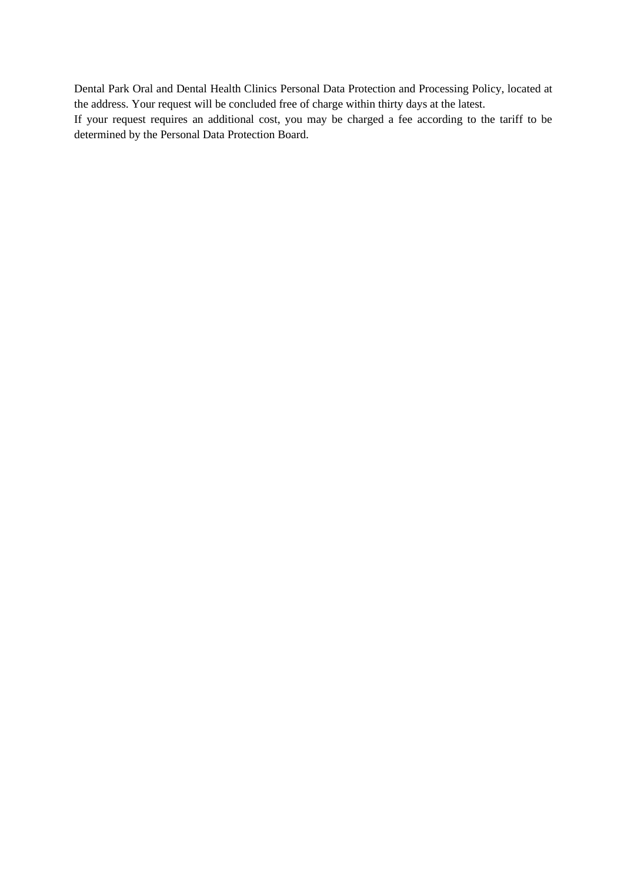Dental Park Oral and Dental Health Clinics Personal Data Protection and Processing Policy, located at the address. Your request will be concluded free of charge within thirty days at the latest.

If your request requires an additional cost, you may be charged a fee according to the tariff to be determined by the Personal Data Protection Board.